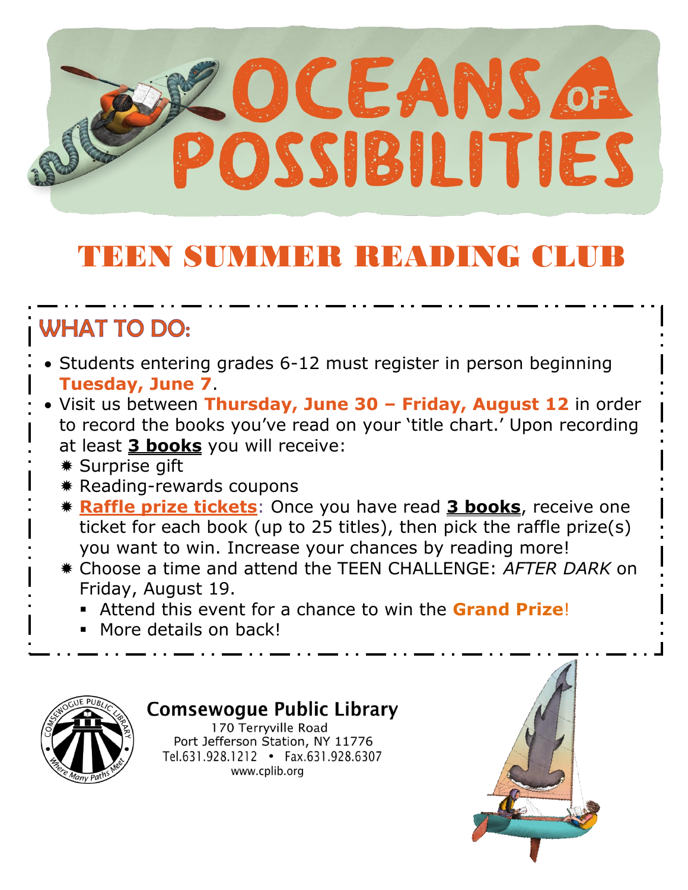# OCEANS OF POSSIBILITIES

## TEEN SUMMER READING CLUB

### WHAT TO DO:

- Students entering grades 6-12 must register in person beginning **Tuesday, June 7**.
- Visit us between **Thursday, June 30 – Friday, August 12** in order to record the books you've read on your 'title chart.' Upon recording at least **3 books** you will receive:
  - Surprise gift
  - Reading-rewards coupons
  - **Raffle prize tickets**: Once you have read **3 books**, receive one ticket for each book (up to 25 titles), then pick the raffle prize(s) you want to win. Increase your chances by reading more!
  - Choose a time and attend the TEEN CHALLENGE: *AFTER DARK* on Friday, August 19.
    - Attend this event for a chance to win the **Grand Prize**!
    - More details on back!

**Comsewogue Public Library**
170 Terryville Road
Port Jefferson Station, NY 11776
Tel.631.928.1212 • Fax.631.928.6307
www.cplib.org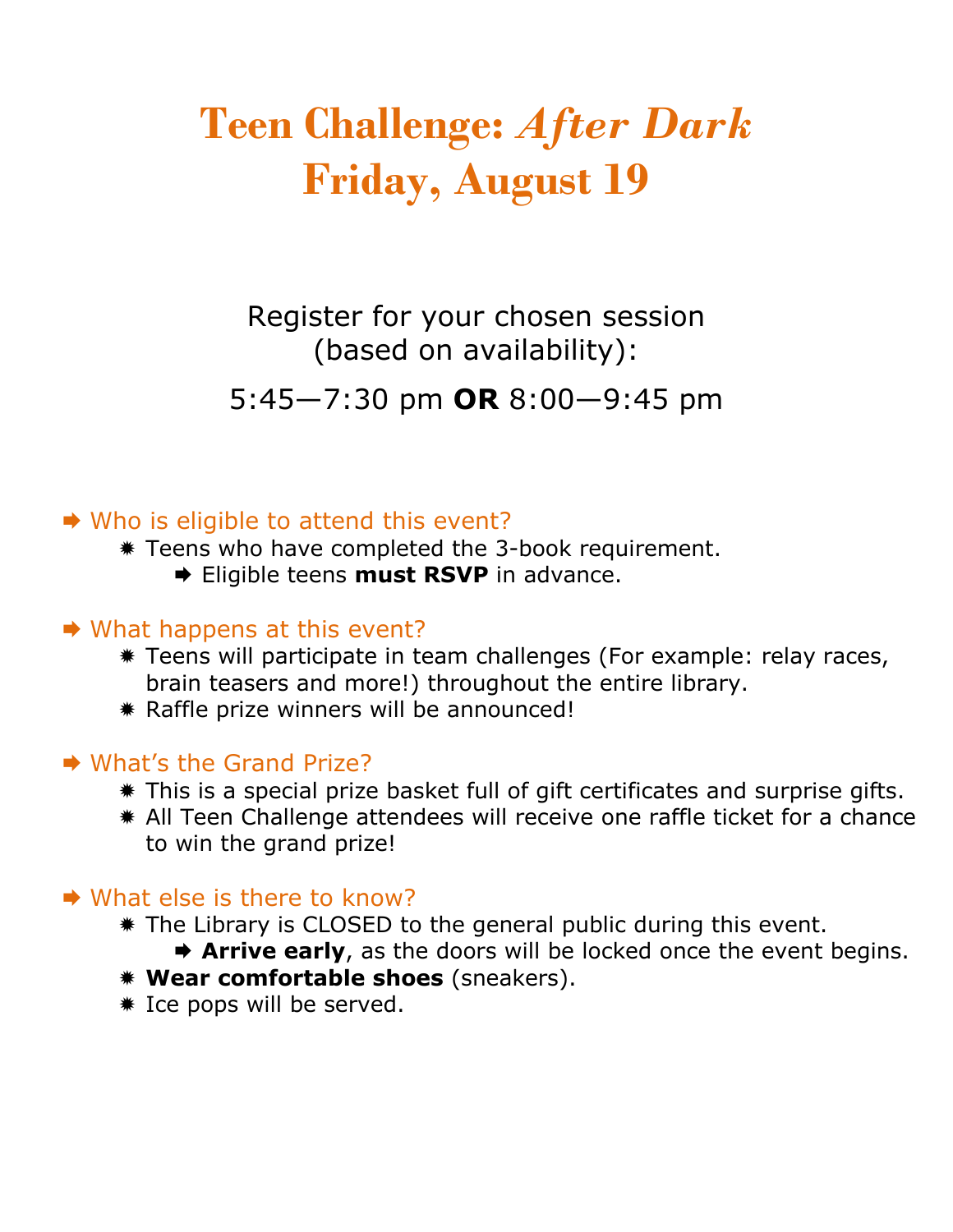# Teen Challenge: *After Dark*
# Friday, August 19

Register for your chosen session
(based on availability):

5:45—7:30 pm **OR** 8:00—9:45 pm

## Who is eligible to attend this event?

- Teens who have completed the 3-book requirement.
  - Eligible teens **must RSVP** in advance.

## What happens at this event?

- Teens will participate in team challenges (For example: relay races, brain teasers and more!) throughout the entire library.
- Raffle prize winners will be announced!

## What's the Grand Prize?

- This is a special prize basket full of gift certificates and surprise gifts.
- All Teen Challenge attendees will receive one raffle ticket for a chance to win the grand prize!

## What else is there to know?

- The Library is CLOSED to the general public during this event.
  - **Arrive early**, as the doors will be locked once the event begins.
- **Wear comfortable shoes** (sneakers).
- Ice pops will be served.